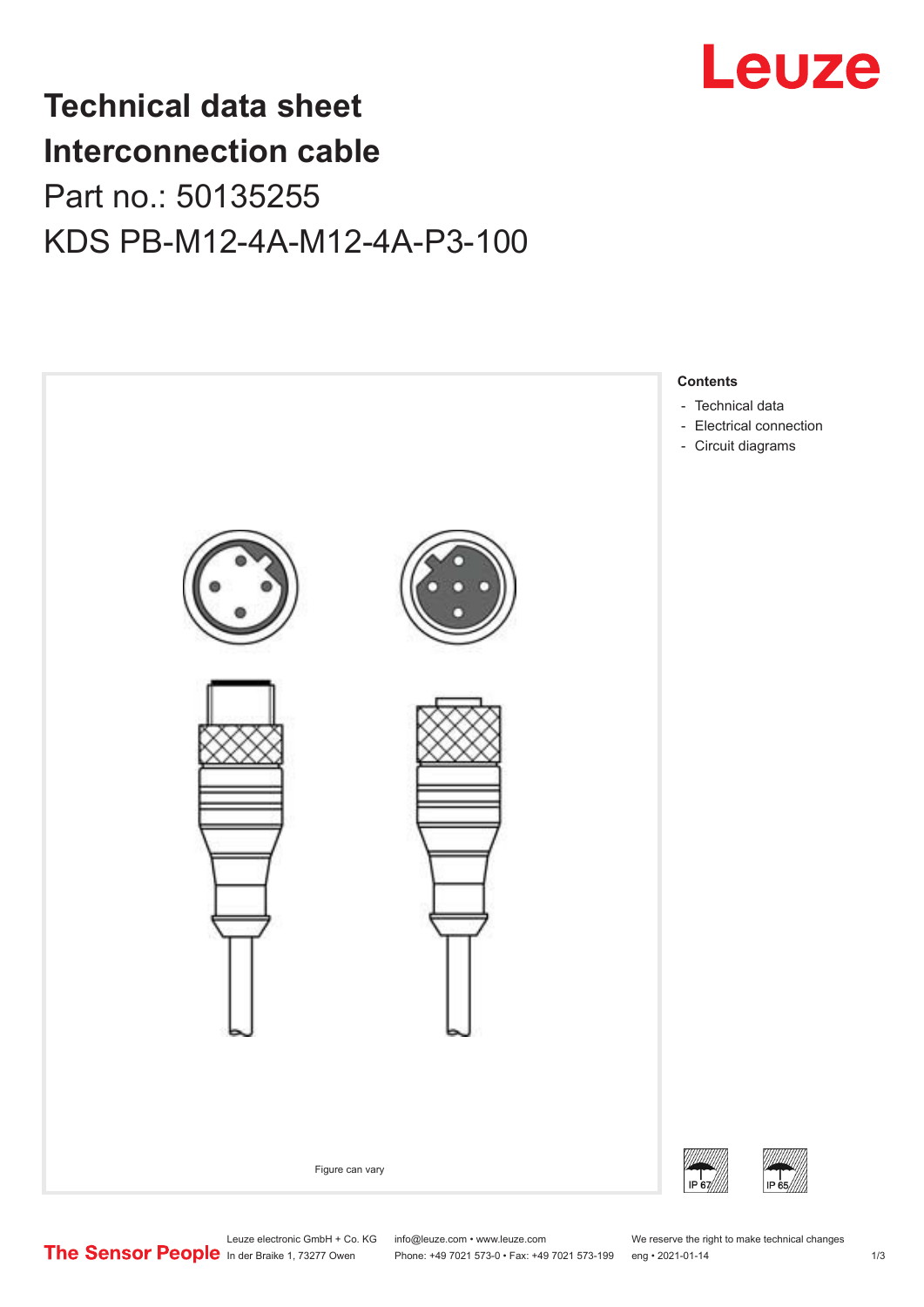# Technical data sheet
# Interconnection cable

Part no.: 50135255

KDS PB-M12-4A-M12-4A-P3-100

Figure can vary

**Contents**

- Technical data
- Electrical connection
- Circuit diagrams

IP 67

IP 65

Leuze electronic GmbH + Co. KG
In der Braike 1, 73277 Owen

info@leuze.com • www.leuze.com
Phone: +49 7021 573-0 • Fax: +49 7021 573-199

We reserve the right to make technical changes
eng • 2021-01-14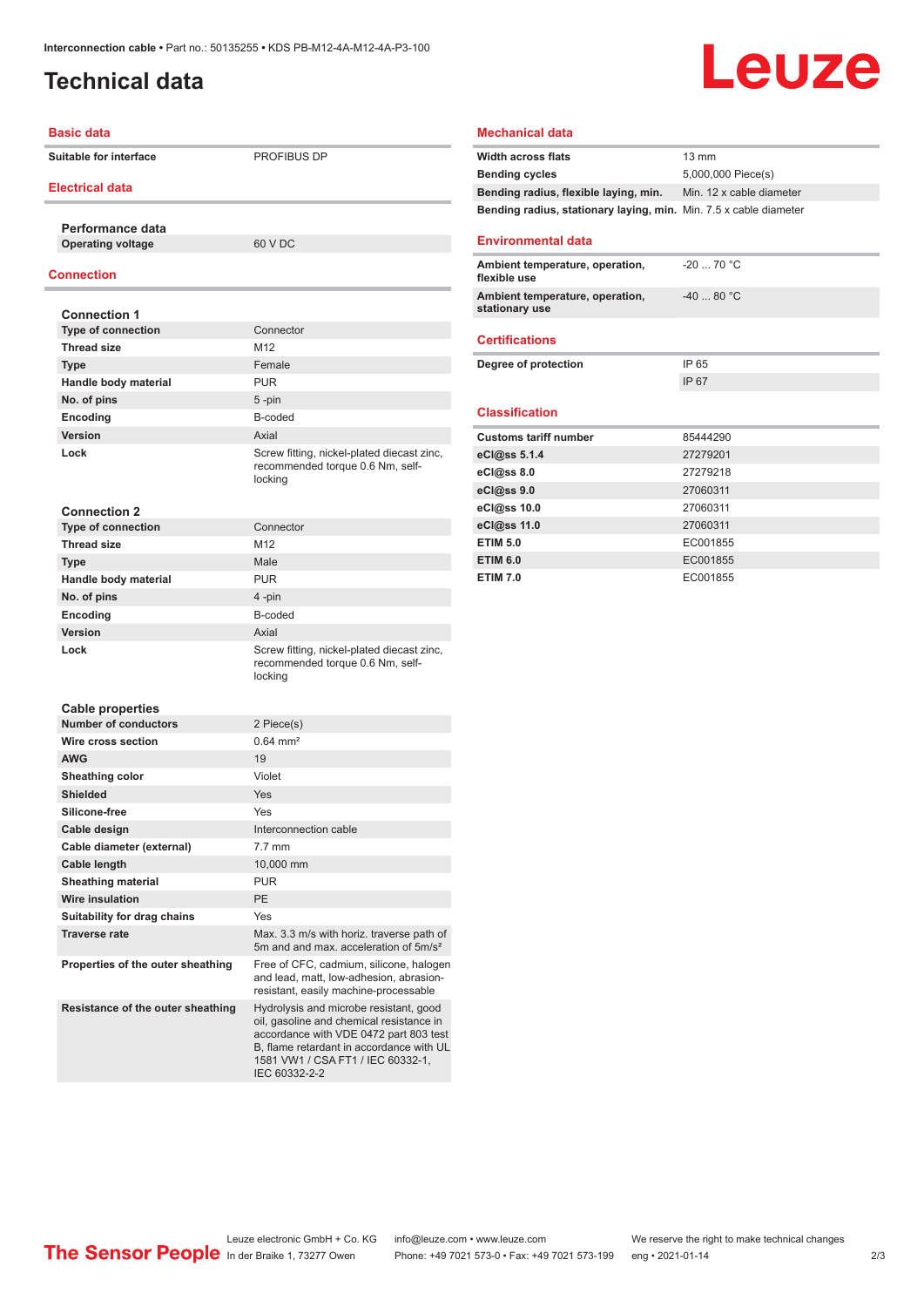Interconnection cable • Part no.: 50135255 • KDS PB-M12-4A-M12-4A-P3-100

# Technical data

## Basic data

| | |
|---|---|
| Suitable for interface | PROFIBUS DP |

## Electrical data

### Performance data

| | |
|---|---|
| Operating voltage | 60 V DC |

## Connection

### Connection 1

| | |
|---|---|
| Type of connection | Connector |
| Thread size | M12 |
| Type | Female |
| Handle body material | PUR |
| No. of pins | 5 -pin |
| Encoding | B-coded |
| Version | Axial |
| Lock | Screw fitting, nickel-plated diecast zinc, recommended torque 0.6 Nm, self-locking |

### Connection 2

| | |
|---|---|
| Type of connection | Connector |
| Thread size | M12 |
| Type | Male |
| Handle body material | PUR |
| No. of pins | 4 -pin |
| Encoding | B-coded |
| Version | Axial |
| Lock | Screw fitting, nickel-plated diecast zinc, recommended torque 0.6 Nm, self-locking |

### Cable properties

| | |
|---|---|
| Number of conductors | 2 Piece(s) |
| Wire cross section | 0.64 mm² |
| AWG | 19 |
| Sheathing color | Violet |
| Shielded | Yes |
| Silicone-free | Yes |
| Cable design | Interconnection cable |
| Cable diameter (external) | 7.7 mm |
| Cable length | 10,000 mm |
| Sheathing material | PUR |
| Wire insulation | PE |
| Suitability for drag chains | Yes |
| Traverse rate | Max. 3.3 m/s with horiz. traverse path of 5m and and max. acceleration of 5m/s² |
| Properties of the outer sheathing | Free of CFC, cadmium, silicone, halogen and lead, matt, low-adhesion, abrasion-resistant, easily machine-processable |
| Resistance of the outer sheathing | Hydrolysis and microbe resistant, good oil, gasoline and chemical resistance in accordance with VDE 0472 part 803 test B, flame retardant in accordance with UL 1581 VW1 / CSA FT1 / IEC 60332-1, IEC 60332-2-2 |

## Mechanical data

| | |
|---|---|
| Width across flats | 13 mm |
| Bending cycles | 5,000,000 Piece(s) |
| Bending radius, flexible laying, min. | Min. 12 x cable diameter |
| Bending radius, stationary laying, min. | Min. 7.5 x cable diameter |

## Environmental data

| | |
|---|---|
| Ambient temperature, operation, flexible use | -20 ... 70 °C |
| Ambient temperature, operation, stationary use | -40 ... 80 °C |

## Certifications

| | |
|---|---|
| Degree of protection | IP 65 |
| | IP 67 |

## Classification

| | |
|---|---|
| Customs tariff number | 85444290 |
| eCl@ss 5.1.4 | 27279201 |
| eCl@ss 8.0 | 27279218 |
| eCl@ss 9.0 | 27060311 |
| eCl@ss 10.0 | 27060311 |
| eCl@ss 11.0 | 27060311 |
| ETIM 5.0 | EC001855 |
| ETIM 6.0 | EC001855 |
| ETIM 7.0 | EC001855 |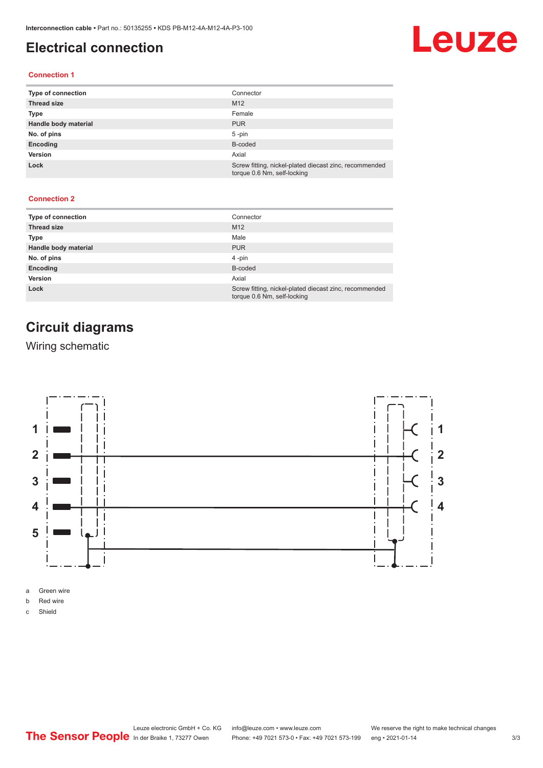# Electrical connection

### Connection 1

| | |
|---|---|
| **Type of connection** | Connector |
| **Thread size** | M12 |
| **Type** | Female |
| **Handle body material** | PUR |
| **No. of pins** | 5 -pin |
| **Encoding** | B-coded |
| **Version** | Axial |
| **Lock** | Screw fitting, nickel-plated diecast zinc, recommended torque 0.6 Nm, self-locking |

### Connection 2

| | |
|---|---|
| **Type of connection** | Connector |
| **Thread size** | M12 |
| **Type** | Male |
| **Handle body material** | PUR |
| **No. of pins** | 4 -pin |
| **Encoding** | B-coded |
| **Version** | Axial |
| **Lock** | Screw fitting, nickel-plated diecast zinc, recommended torque 0.6 Nm, self-locking |

# Circuit diagrams

## Wiring schematic

1
2
3
4
5

1
2
3
4

a Green wire
b Red wire
c Shield